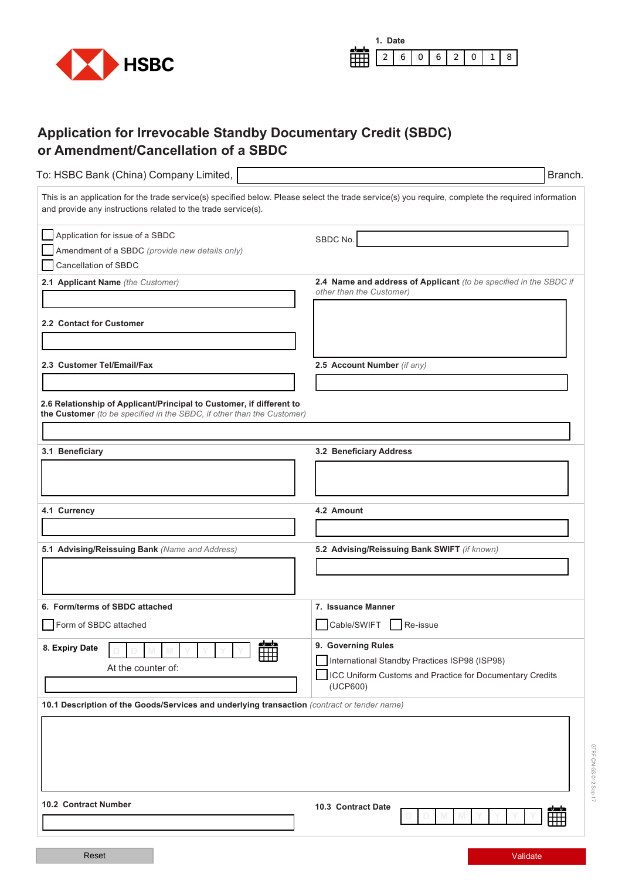HSBC

1. Date

| 2 | 6 | 0 | 6 | 2 | 0 | 1 | 8 |
|---|---|---|---|---|---|---|---|

# Application for Irrevocable Standby Documentary Credit (SBDC) or Amendment/Cancellation of a SBDC

To: HSBC Bank (China) Company Limited, ______________________ Branch.

This is an application for the trade service(s) specified below. Please select the trade service(s) you require, complete the required information and provide any instructions related to the trade service(s).

- ☐ Application for issue of a SBDC
- ☐ Amendment of a SBDC *(provide new details only)*
- ☐ Cancellation of SBDC

SBDC No. ______________________

**2.1 Applicant Name** *(the Customer)*

**2.2 Contact for Customer**

**2.3 Customer Tel/Email/Fax**

**2.4 Name and address of Applicant** *(to be specified in the SBDC if other than the Customer)*

**2.5 Account Number** *(if any)*

**2.6 Relationship of Applicant/Principal to Customer, if different to the Customer** *(to be specified in the SBDC, if other than the Customer)*

**3.1 Beneficiary**

**3.2 Beneficiary Address**

**4.1 Currency**

**4.2 Amount**

**5.1 Advising/Reissuing Bank** *(Name and Address)*

**5.2 Advising/Reissuing Bank SWIFT** *(if known)*

**6. Form/terms of SBDC attached**

- ☐ Form of SBDC attached

**7. Issuance Manner**

- ☐ Cable/SWIFT
- ☐ Re-issue

**8. Expiry Date** D D M M Y Y Y Y

At the counter of:

**9. Governing Rules**

- ☐ International Standby Practices ISP98 (ISP98)
- ☐ ICC Uniform Customs and Practice for Documentary Credits (UCP600)

**10.1 Description of the Goods/Services and underlying transaction** *(contract or tender name)*

**10.2 Contract Number**

**10.3 Contract Date** D D M M Y Y Y Y

Reset | Validate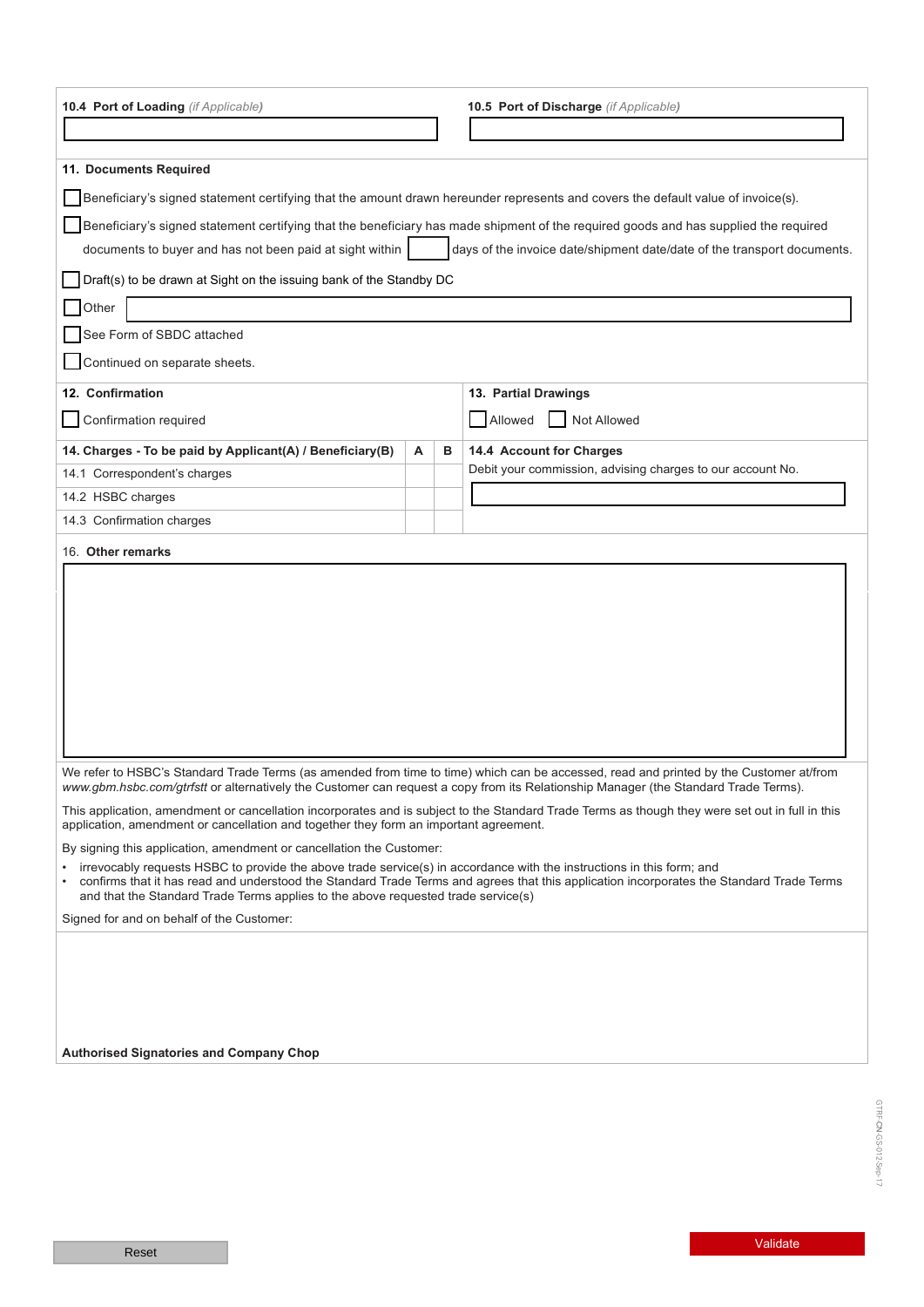**10.4 Port of Loading** *(if Applicable)*

**10.5 Port of Discharge** *(if Applicable)*

**11. Documents Required**

☐ Beneficiary's signed statement certifying that the amount drawn hereunder represents and covers the default value of invoice(s).

☐ Beneficiary's signed statement certifying that the beneficiary has made shipment of the required goods and has supplied the required documents to buyer and has not been paid at sight within ____ days of the invoice date/shipment date/date of the transport documents.

☐ Draft(s) to be drawn at Sight on the issuing bank of the Standby DC

☐ Other

☐ See Form of SBDC attached

☐ Continued on separate sheets.

**12. Confirmation**

☐ Confirmation required

**13. Partial Drawings**

☐ Allowed ☐ Not Allowed

| 14. Charges - To be paid by Applicant(A) / Beneficiary(B) | A | B |
|---|---|---|
| 14.1 Correspondent's charges | | |
| 14.2 HSBC charges | | |
| 14.3 Confirmation charges | | |

**14.4 Account for Charges**

Debit your commission, advising charges to our account No.

16. **Other remarks**

We refer to HSBC's Standard Trade Terms (as amended from time to time) which can be accessed, read and printed by the Customer at/from *www.gbm.hsbc.com/gtrfstt* or alternatively the Customer can request a copy from its Relationship Manager (the Standard Trade Terms).

This application, amendment or cancellation incorporates and is subject to the Standard Trade Terms as though they were set out in full in this application, amendment or cancellation and together they form an important agreement.

By signing this application, amendment or cancellation the Customer:

- irrevocably requests HSBC to provide the above trade service(s) in accordance with the instructions in this form; and
- confirms that it has read and understood the Standard Trade Terms and agrees that this application incorporates the Standard Trade Terms and that the Standard Trade Terms applies to the above requested trade service(s)

Signed for and on behalf of the Customer:

**Authorised Signatories and Company Chop**

GTRF-CN-GS-012-Sep-17

Reset

Validate